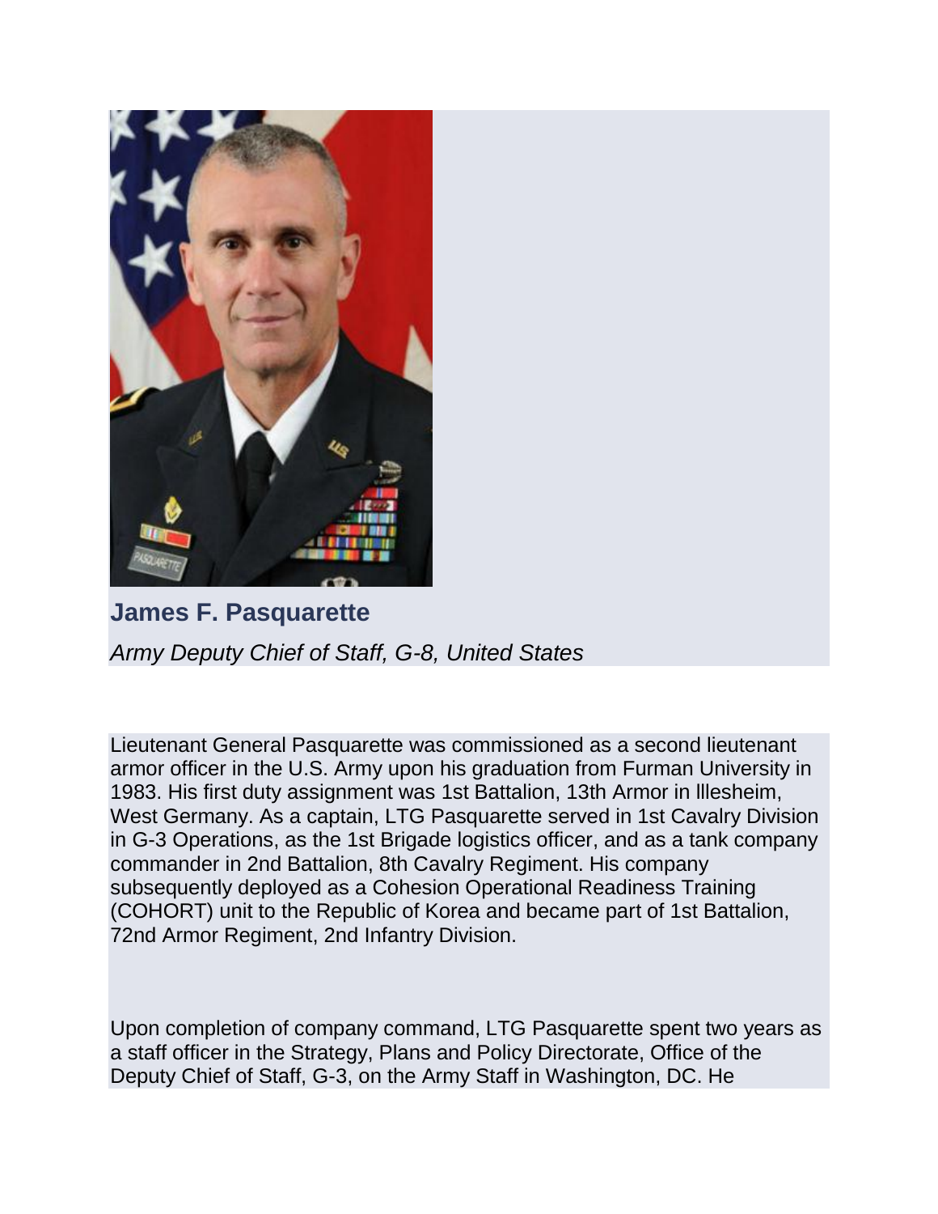**James F. Pasquarette**

*Army Deputy Chief of Staff, G-8, United States*

Lieutenant General Pasquarette was commissioned as a second lieutenant armor officer in the U.S. Army upon his graduation from Furman University in 1983. His first duty assignment was 1st Battalion, 13th Armor in Illesheim, West Germany. As a captain, LTG Pasquarette served in 1st Cavalry Division in G-3 Operations, as the 1st Brigade logistics officer, and as a tank company commander in 2nd Battalion, 8th Cavalry Regiment. His company subsequently deployed as a Cohesion Operational Readiness Training (COHORT) unit to the Republic of Korea and became part of 1st Battalion, 72nd Armor Regiment, 2nd Infantry Division.

Upon completion of company command, LTG Pasquarette spent two years as a staff officer in the Strategy, Plans and Policy Directorate, Office of the Deputy Chief of Staff, G-3, on the Army Staff in Washington, DC. He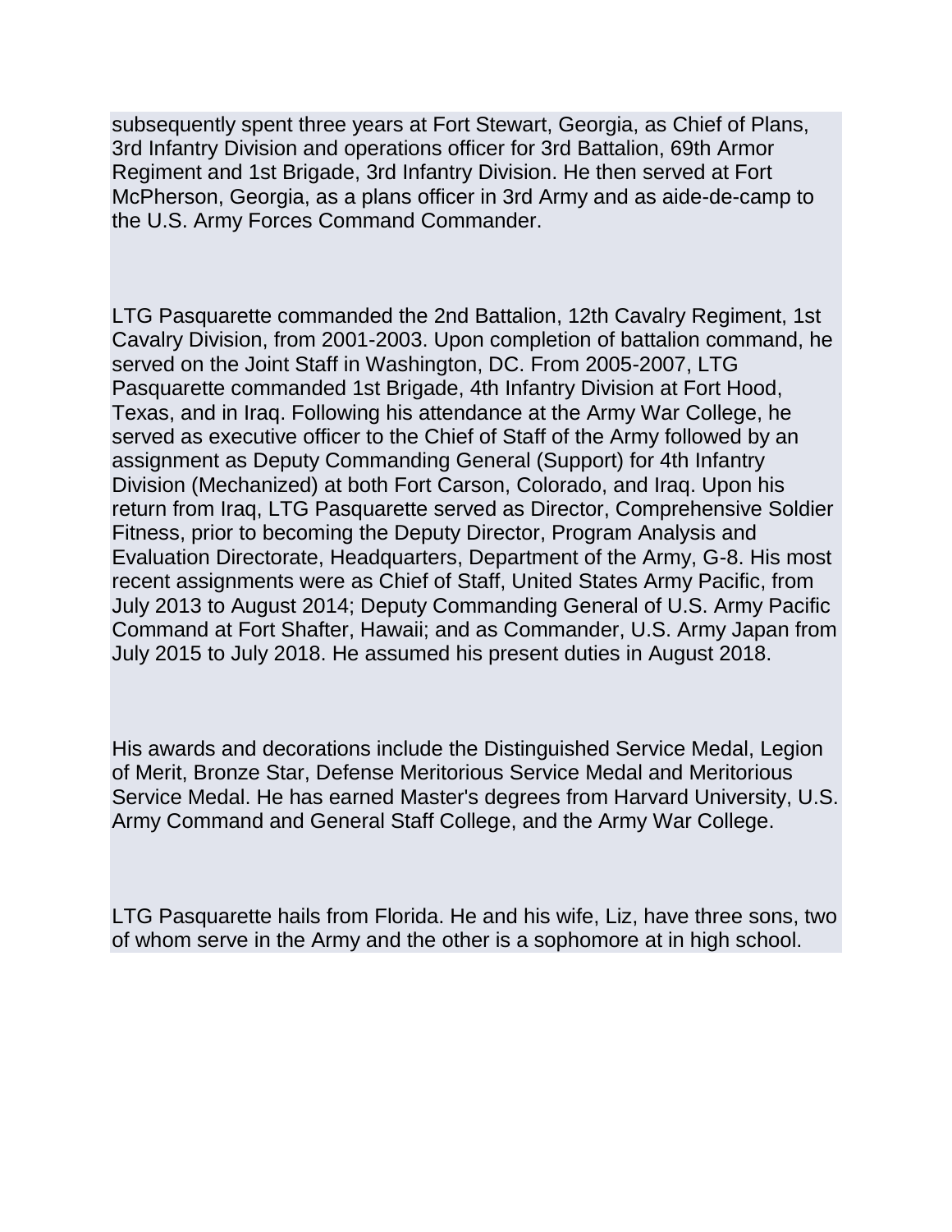subsequently spent three years at Fort Stewart, Georgia, as Chief of Plans, 3rd Infantry Division and operations officer for 3rd Battalion, 69th Armor Regiment and 1st Brigade, 3rd Infantry Division. He then served at Fort McPherson, Georgia, as a plans officer in 3rd Army and as aide-de-camp to the U.S. Army Forces Command Commander.

LTG Pasquarette commanded the 2nd Battalion, 12th Cavalry Regiment, 1st Cavalry Division, from 2001-2003. Upon completion of battalion command, he served on the Joint Staff in Washington, DC. From 2005-2007, LTG Pasquarette commanded 1st Brigade, 4th Infantry Division at Fort Hood, Texas, and in Iraq. Following his attendance at the Army War College, he served as executive officer to the Chief of Staff of the Army followed by an assignment as Deputy Commanding General (Support) for 4th Infantry Division (Mechanized) at both Fort Carson, Colorado, and Iraq. Upon his return from Iraq, LTG Pasquarette served as Director, Comprehensive Soldier Fitness, prior to becoming the Deputy Director, Program Analysis and Evaluation Directorate, Headquarters, Department of the Army, G-8. His most recent assignments were as Chief of Staff, United States Army Pacific, from July 2013 to August 2014; Deputy Commanding General of U.S. Army Pacific Command at Fort Shafter, Hawaii; and as Commander, U.S. Army Japan from July 2015 to July 2018. He assumed his present duties in August 2018.

His awards and decorations include the Distinguished Service Medal, Legion of Merit, Bronze Star, Defense Meritorious Service Medal and Meritorious Service Medal. He has earned Master's degrees from Harvard University, U.S. Army Command and General Staff College, and the Army War College.

LTG Pasquarette hails from Florida. He and his wife, Liz, have three sons, two of whom serve in the Army and the other is a sophomore at in high school.